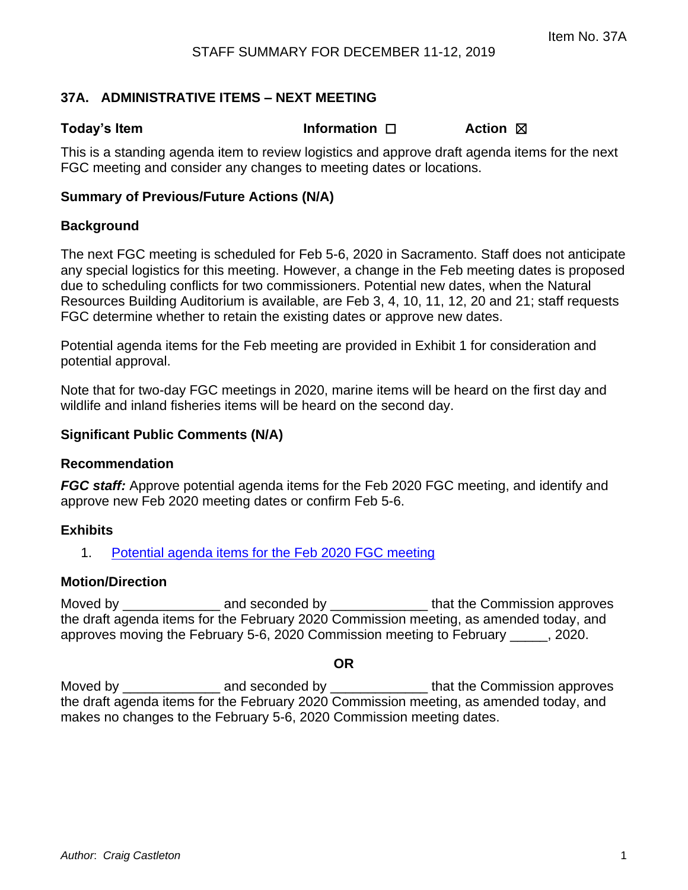Item No. 37A

STAFF SUMMARY FOR DECEMBER 11-12, 2019

## 37A. ADMINISTRATIVE ITEMS – NEXT MEETING

**Today's Item** **Information** ☐ **Action** ☒

This is a standing agenda item to review logistics and approve draft agenda items for the next FGC meeting and consider any changes to meeting dates or locations.

### Summary of Previous/Future Actions (N/A)

### Background

The next FGC meeting is scheduled for Feb 5-6, 2020 in Sacramento. Staff does not anticipate any special logistics for this meeting. However, a change in the Feb meeting dates is proposed due to scheduling conflicts for two commissioners. Potential new dates, when the Natural Resources Building Auditorium is available, are Feb 3, 4, 10, 11, 12, 20 and 21; staff requests FGC determine whether to retain the existing dates or approve new dates.

Potential agenda items for the Feb meeting are provided in Exhibit 1 for consideration and potential approval.

Note that for two-day FGC meetings in 2020, marine items will be heard on the first day and wildlife and inland fisheries items will be heard on the second day.

### Significant Public Comments (N/A)

### Recommendation

***FGC staff:*** Approve potential agenda items for the Feb 2020 FGC meeting, and identify and approve new Feb 2020 meeting dates or confirm Feb 5-6.

### Exhibits

1. Potential agenda items for the Feb 2020 FGC meeting

### Motion/Direction

Moved by _____________ and seconded by _____________ that the Commission approves the draft agenda items for the February 2020 Commission meeting, as amended today, and approves moving the February 5-6, 2020 Commission meeting to February _____, 2020.

**OR**

Moved by _____________ and seconded by _____________ that the Commission approves the draft agenda items for the February 2020 Commission meeting, as amended today, and makes no changes to the February 5-6, 2020 Commission meeting dates.

*Author: Craig Castleton*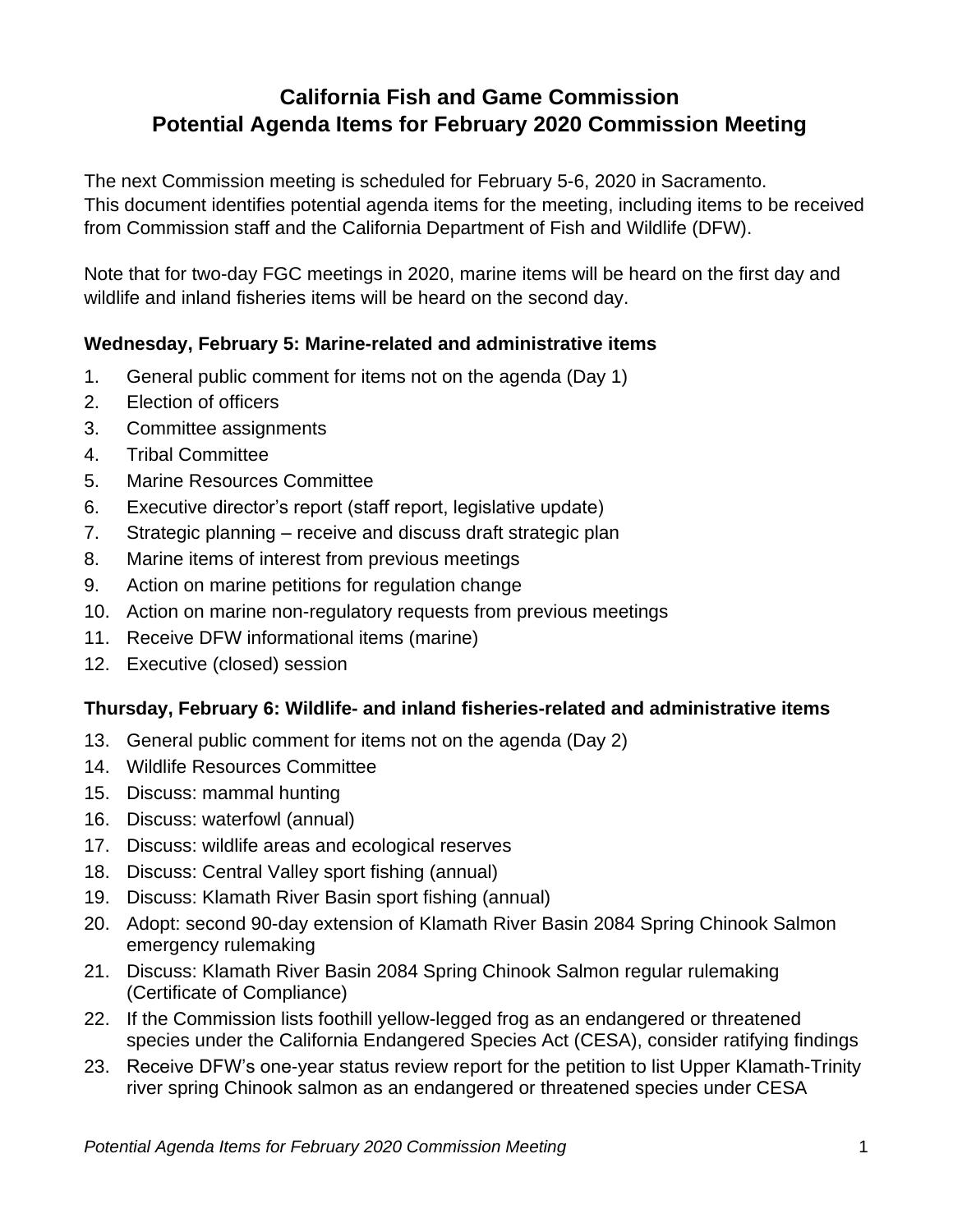# California Fish and Game Commission
# Potential Agenda Items for February 2020 Commission Meeting

The next Commission meeting is scheduled for February 5-6, 2020 in Sacramento. This document identifies potential agenda items for the meeting, including items to be received from Commission staff and the California Department of Fish and Wildlife (DFW).

Note that for two-day FGC meetings in 2020, marine items will be heard on the first day and wildlife and inland fisheries items will be heard on the second day.

### Wednesday, February 5: Marine-related and administrative items

1. General public comment for items not on the agenda (Day 1)
2. Election of officers
3. Committee assignments
4. Tribal Committee
5. Marine Resources Committee
6. Executive director's report (staff report, legislative update)
7. Strategic planning – receive and discuss draft strategic plan
8. Marine items of interest from previous meetings
9. Action on marine petitions for regulation change
10. Action on marine non-regulatory requests from previous meetings
11. Receive DFW informational items (marine)
12. Executive (closed) session

### Thursday, February 6: Wildlife- and inland fisheries-related and administrative items

13. General public comment for items not on the agenda (Day 2)
14. Wildlife Resources Committee
15. Discuss: mammal hunting
16. Discuss: waterfowl (annual)
17. Discuss: wildlife areas and ecological reserves
18. Discuss: Central Valley sport fishing (annual)
19. Discuss: Klamath River Basin sport fishing (annual)
20. Adopt: second 90-day extension of Klamath River Basin 2084 Spring Chinook Salmon emergency rulemaking
21. Discuss: Klamath River Basin 2084 Spring Chinook Salmon regular rulemaking (Certificate of Compliance)
22. If the Commission lists foothill yellow-legged frog as an endangered or threatened species under the California Endangered Species Act (CESA), consider ratifying findings
23. Receive DFW's one-year status review report for the petition to list Upper Klamath-Trinity river spring Chinook salmon as an endangered or threatened species under CESA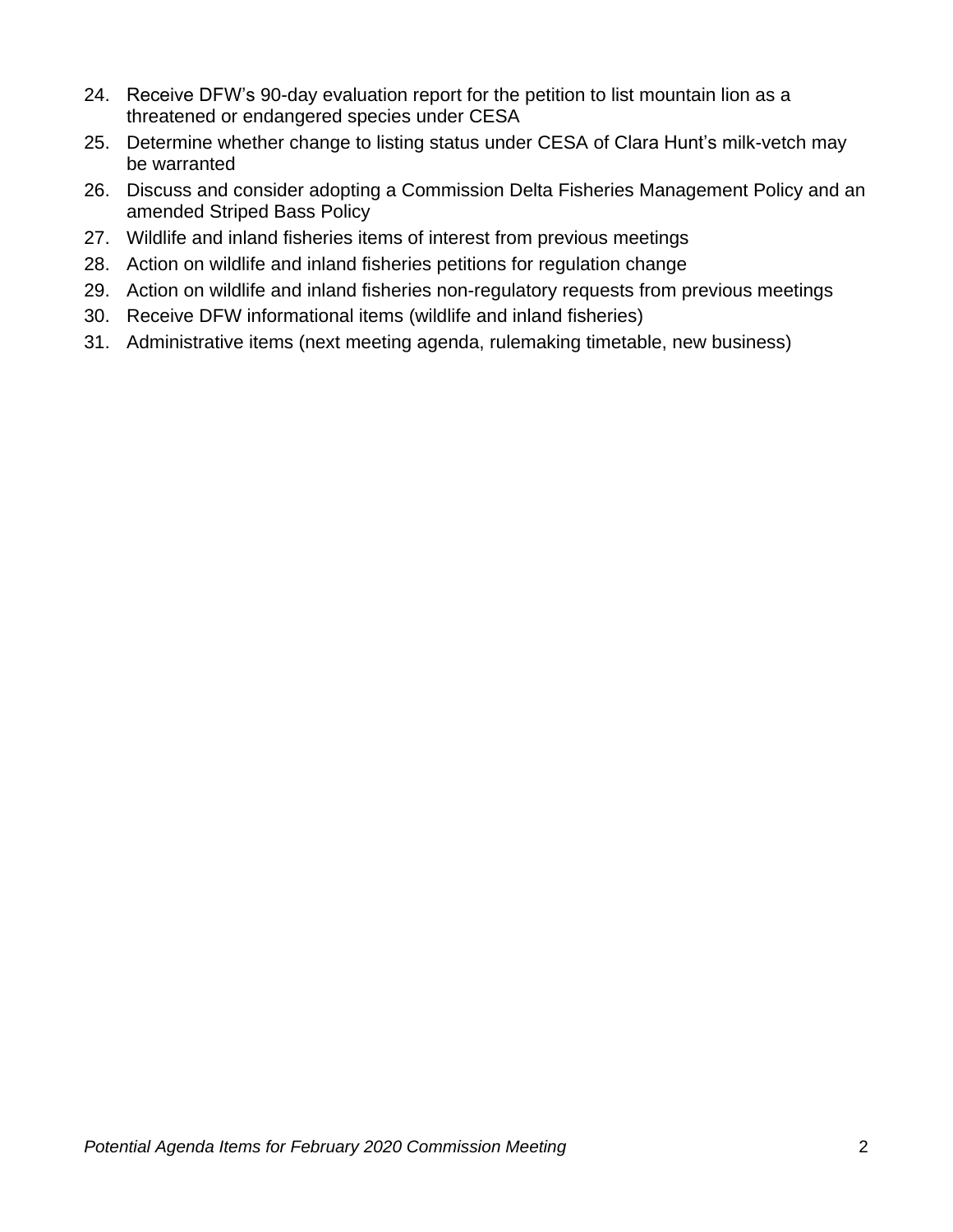24. Receive DFW’s 90-day evaluation report for the petition to list mountain lion as a threatened or endangered species under CESA
25. Determine whether change to listing status under CESA of Clara Hunt’s milk-vetch may be warranted
26. Discuss and consider adopting a Commission Delta Fisheries Management Policy and an amended Striped Bass Policy
27. Wildlife and inland fisheries items of interest from previous meetings
28. Action on wildlife and inland fisheries petitions for regulation change
29. Action on wildlife and inland fisheries non-regulatory requests from previous meetings
30. Receive DFW informational items (wildlife and inland fisheries)
31. Administrative items (next meeting agenda, rulemaking timetable, new business)